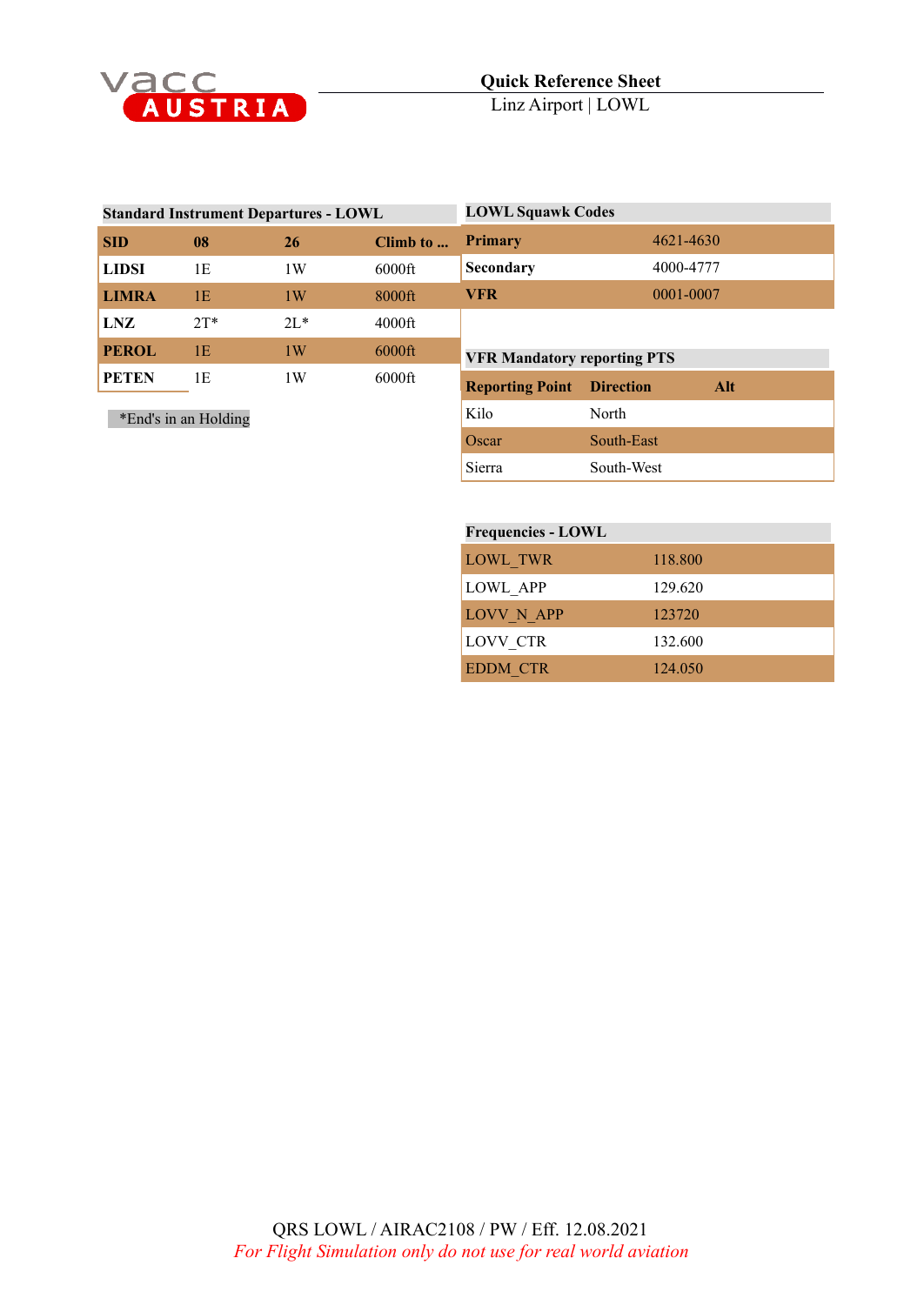vacc AUSTRIA

# Quick Reference Sheet

Linz Airport | LOWL

## Standard Instrument Departures - LOWL

| SID | 08 | 26 | Climb to ... |
|---|---|---|---|
| **LIDSI** | 1E | 1W | 6000ft |
| **LIMRA** | 1E | 1W | 8000ft |
| **LNZ** | 2T* | 2L* | 4000ft |
| **PEROL** | 1E | 1W | 6000ft |
| **PETEN** | 1E | 1W | 6000ft |

*End's in an Holding

## LOWL Squawk Codes

| | |
|---|---|
| **Primary** | 4621-4630 |
| **Secondary** | 4000-4777 |
| **VFR** | 0001-0007 |

## VFR Mandatory reporting PTS

| Reporting Point | Direction | Alt |
|---|---|---|
| Kilo | North | |
| Oscar | South-East | |
| Sierra | South-West | |

## Frequencies - LOWL

| | |
|---|---|
| LOWL_TWR | 118.800 |
| LOWL_APP | 129.620 |
| LOVV_N_APP | 123720 |
| LOVV_CTR | 132.600 |
| EDDM_CTR | 124.050 |

QRS LOWL / AIRAC2108 / PW / Eff. 12.08.2021

*For Flight Simulation only do not use for real world aviation*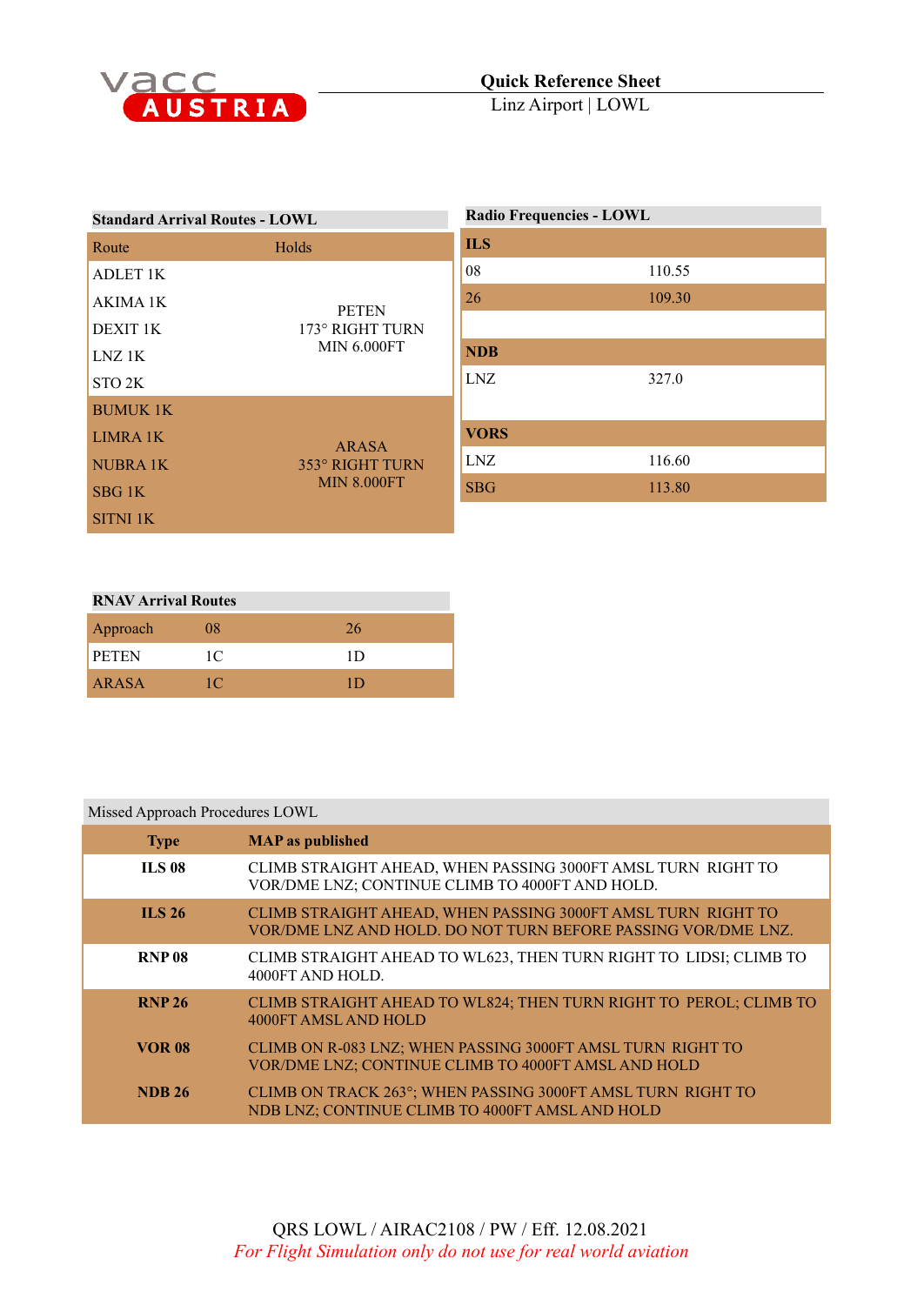# Quick Reference Sheet

Linz Airport | LOWL

**Standard Arrival Routes - LOWL**

| Route | Holds |
|---|---|
| ADLET 1K | PETEN 173° RIGHT TURN MIN 6.000FT |
| AKIMA 1K | |
| DEXIT 1K | |
| LNZ 1K | |
| STO 2K | |
| BUMUK 1K | ARASA 353° RIGHT TURN MIN 8.000FT |
| LIMRA 1K | |
| NUBRA 1K | |
| SBG 1K | |
| SITNI 1K | |

**Radio Frequencies - LOWL**

| | |
|---|---|
| **ILS** | |
| 08 | 110.55 |
| 26 | 109.30 |
| **NDB** | |
| LNZ | 327.0 |
| **VORS** | |
| LNZ | 116.60 |
| SBG | 113.80 |

**RNAV Arrival Routes**

| Approach | 08 | 26 |
|---|---|---|
| PETEN | 1C | 1D |
| ARASA | 1C | 1D |

Missed Approach Procedures LOWL

| Type | MAP as published |
|---|---|
| **ILS 08** | CLIMB STRAIGHT AHEAD, WHEN PASSING 3000FT AMSL TURN RIGHT TO VOR/DME LNZ; CONTINUE CLIMB TO 4000FT AND HOLD. |
| **ILS 26** | CLIMB STRAIGHT AHEAD, WHEN PASSING 3000FT AMSL TURN RIGHT TO VOR/DME LNZ AND HOLD. DO NOT TURN BEFORE PASSING VOR/DME LNZ. |
| **RNP 08** | CLIMB STRAIGHT AHEAD TO WL623, THEN TURN RIGHT TO LIDSI; CLIMB TO 4000FT AND HOLD. |
| **RNP 26** | CLIMB STRAIGHT AHEAD TO WL824; THEN TURN RIGHT TO PEROL; CLIMB TO 4000FT AMSL AND HOLD |
| **VOR 08** | CLIMB ON R-083 LNZ; WHEN PASSING 3000FT AMSL TURN RIGHT TO VOR/DME LNZ; CONTINUE CLIMB TO 4000FT AMSL AND HOLD |
| **NDB 26** | CLIMB ON TRACK 263°; WHEN PASSING 3000FT AMSL TURN RIGHT TO NDB LNZ; CONTINUE CLIMB TO 4000FT AMSL AND HOLD |

QRS LOWL / AIRAC2108 / PW / Eff. 12.08.2021

*For Flight Simulation only do not use for real world aviation*